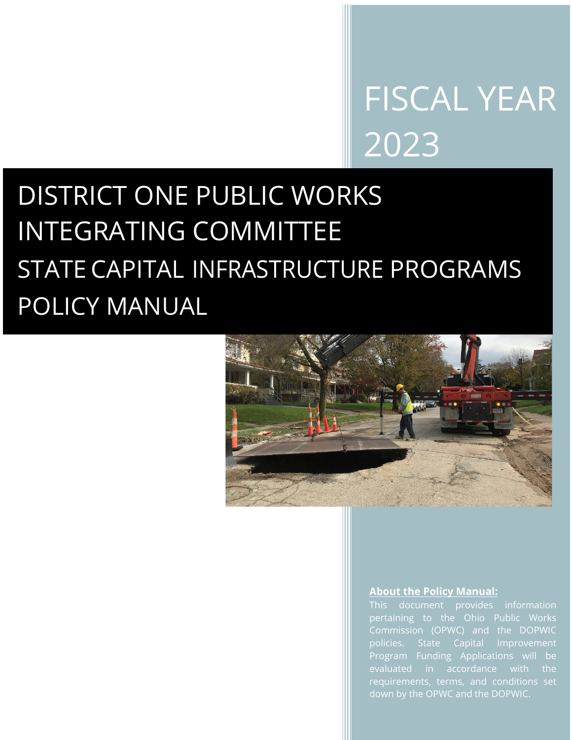# FISCAL YEAR 2023

# DISTRICT ONE PUBLIC WORKS INTEGRATING COMMITTEE

## STATE CAPITAL INFRASTRUCTURE PROGRAMS POLICY MANUAL

**About the Policy Manual:**

This document provides information pertaining to the Ohio Public Works Commission (OPWC) and the DOPWIC policies. State Capital Improvement Program Funding Applications will be evaluated in accordance with the requirements, terms, and conditions set down by the OPWC and the DOPWIC.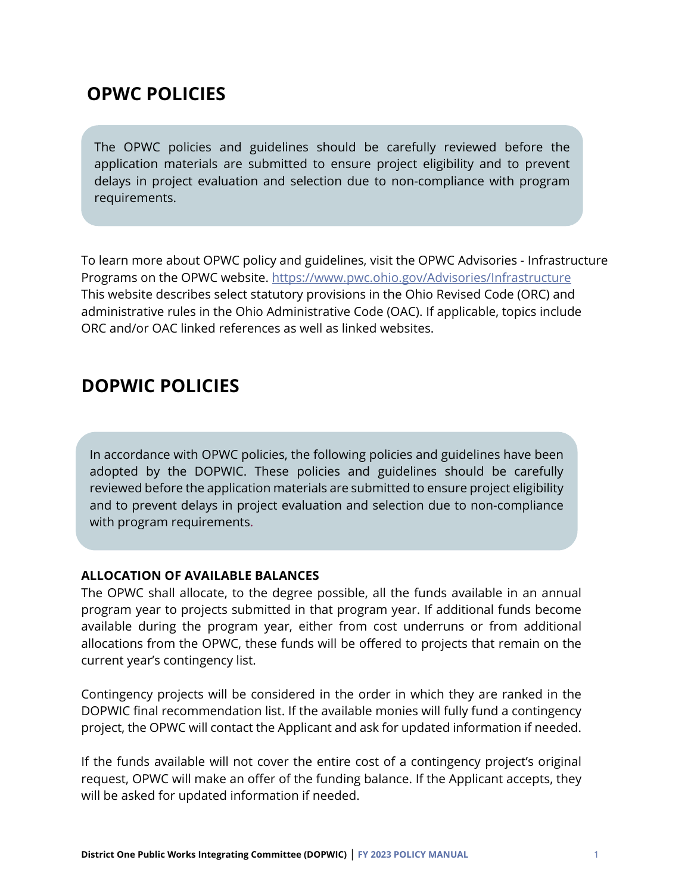## OPWC POLICIES

The OPWC policies and guidelines should be carefully reviewed before the application materials are submitted to ensure project eligibility and to prevent delays in project evaluation and selection due to non-compliance with program requirements.

To learn more about OPWC policy and guidelines, visit the OPWC Advisories - Infrastructure Programs on the OPWC website. https://www.pwc.ohio.gov/Advisories/Infrastructure This website describes select statutory provisions in the Ohio Revised Code (ORC) and administrative rules in the Ohio Administrative Code (OAC). If applicable, topics include ORC and/or OAC linked references as well as linked websites.

## DOPWIC POLICIES

In accordance with OPWC policies, the following policies and guidelines have been adopted by the DOPWIC. These policies and guidelines should be carefully reviewed before the application materials are submitted to ensure project eligibility and to prevent delays in project evaluation and selection due to non-compliance with program requirements.

**ALLOCATION OF AVAILABLE BALANCES**

The OPWC shall allocate, to the degree possible, all the funds available in an annual program year to projects submitted in that program year. If additional funds become available during the program year, either from cost underruns or from additional allocations from the OPWC, these funds will be offered to projects that remain on the current year's contingency list.

Contingency projects will be considered in the order in which they are ranked in the DOPWIC final recommendation list. If the available monies will fully fund a contingency project, the OPWC will contact the Applicant and ask for updated information if needed.

If the funds available will not cover the entire cost of a contingency project's original request, OPWC will make an offer of the funding balance. If the Applicant accepts, they will be asked for updated information if needed.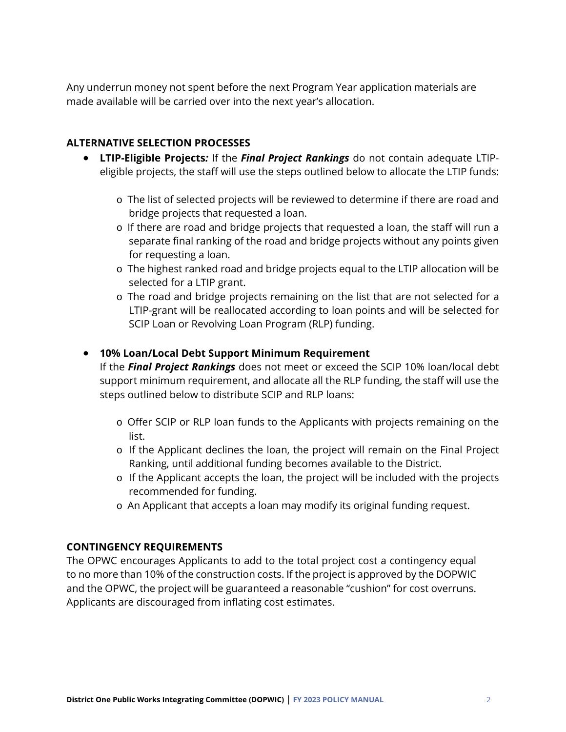Any underrun money not spent before the next Program Year application materials are made available will be carried over into the next year's allocation.

## ALTERNATIVE SELECTION PROCESSES

- **LTIP-Eligible Projects*:*** If the ***Final Project Rankings*** do not contain adequate LTIP-eligible projects, the staff will use the steps outlined below to allocate the LTIP funds:
  - The list of selected projects will be reviewed to determine if there are road and bridge projects that requested a loan.
  - If there are road and bridge projects that requested a loan, the staff will run a separate final ranking of the road and bridge projects without any points given for requesting a loan.
  - The highest ranked road and bridge projects equal to the LTIP allocation will be selected for a LTIP grant.
  - The road and bridge projects remaining on the list that are not selected for a LTIP-grant will be reallocated according to loan points and will be selected for SCIP Loan or Revolving Loan Program (RLP) funding.

- **10% Loan/Local Debt Support Minimum Requirement**

  If the ***Final Project Rankings*** does not meet or exceed the SCIP 10% loan/local debt support minimum requirement, and allocate all the RLP funding, the staff will use the steps outlined below to distribute SCIP and RLP loans:
  - Offer SCIP or RLP loan funds to the Applicants with projects remaining on the list.
  - If the Applicant declines the loan, the project will remain on the Final Project Ranking, until additional funding becomes available to the District.
  - If the Applicant accepts the loan, the project will be included with the projects recommended for funding.
  - An Applicant that accepts a loan may modify its original funding request.

## CONTINGENCY REQUIREMENTS

The OPWC encourages Applicants to add to the total project cost a contingency equal to no more than 10% of the construction costs. If the project is approved by the DOPWIC and the OPWC, the project will be guaranteed a reasonable "cushion" for cost overruns. Applicants are discouraged from inflating cost estimates.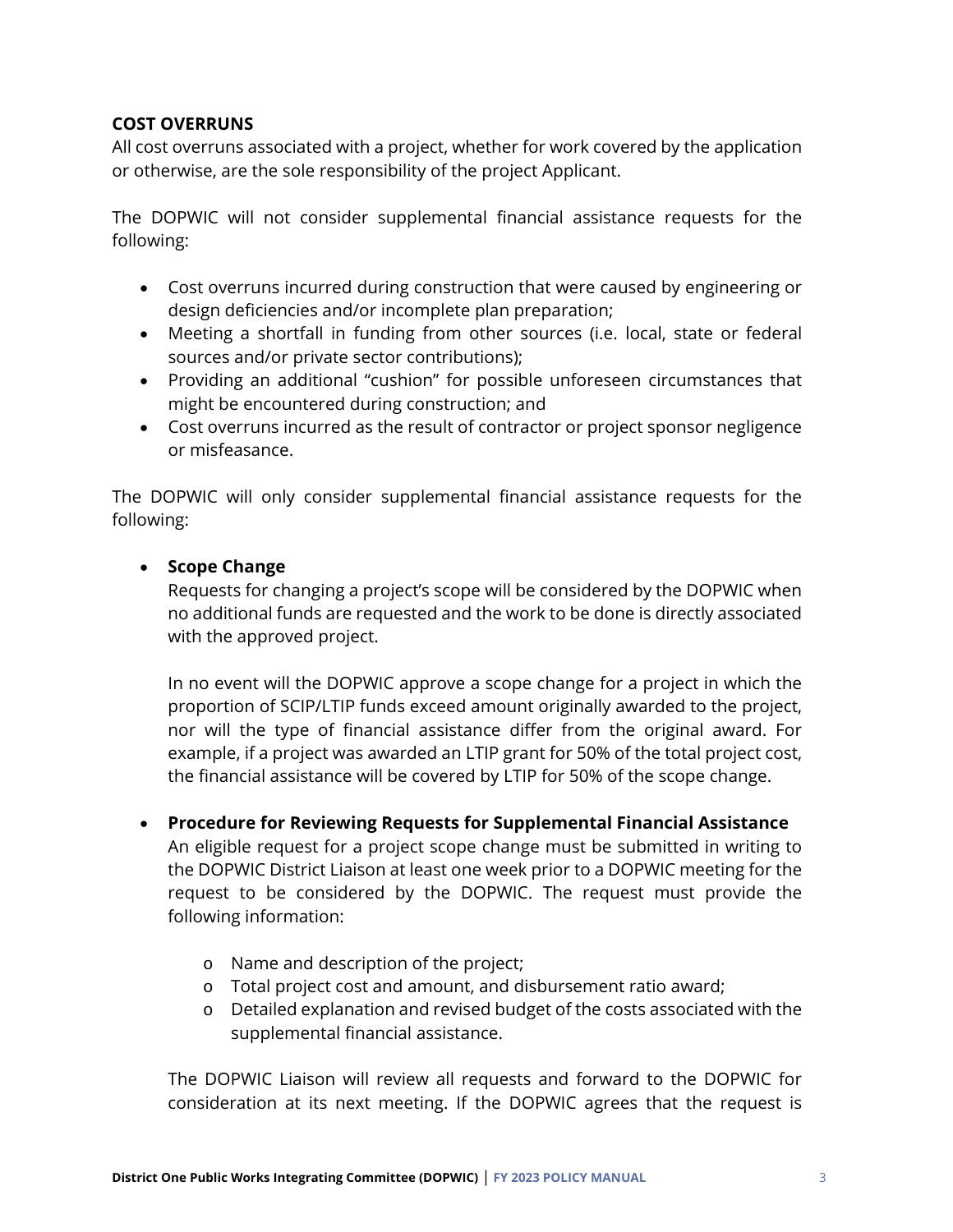**COST OVERRUNS**

All cost overruns associated with a project, whether for work covered by the application or otherwise, are the sole responsibility of the project Applicant.

The DOPWIC will not consider supplemental financial assistance requests for the following:

- Cost overruns incurred during construction that were caused by engineering or design deficiencies and/or incomplete plan preparation;
- Meeting a shortfall in funding from other sources (i.e. local, state or federal sources and/or private sector contributions);
- Providing an additional "cushion" for possible unforeseen circumstances that might be encountered during construction; and
- Cost overruns incurred as the result of contractor or project sponsor negligence or misfeasance.

The DOPWIC will only consider supplemental financial assistance requests for the following:

- **Scope Change**

  Requests for changing a project's scope will be considered by the DOPWIC when no additional funds are requested and the work to be done is directly associated with the approved project.

  In no event will the DOPWIC approve a scope change for a project in which the proportion of SCIP/LTIP funds exceed amount originally awarded to the project, nor will the type of financial assistance differ from the original award. For example, if a project was awarded an LTIP grant for 50% of the total project cost, the financial assistance will be covered by LTIP for 50% of the scope change.

- **Procedure for Reviewing Requests for Supplemental Financial Assistance**

  An eligible request for a project scope change must be submitted in writing to the DOPWIC District Liaison at least one week prior to a DOPWIC meeting for the request to be considered by the DOPWIC. The request must provide the following information:

  - Name and description of the project;
  - Total project cost and amount, and disbursement ratio award;
  - Detailed explanation and revised budget of the costs associated with the supplemental financial assistance.

  The DOPWIC Liaison will review all requests and forward to the DOPWIC for consideration at its next meeting. If the DOPWIC agrees that the request is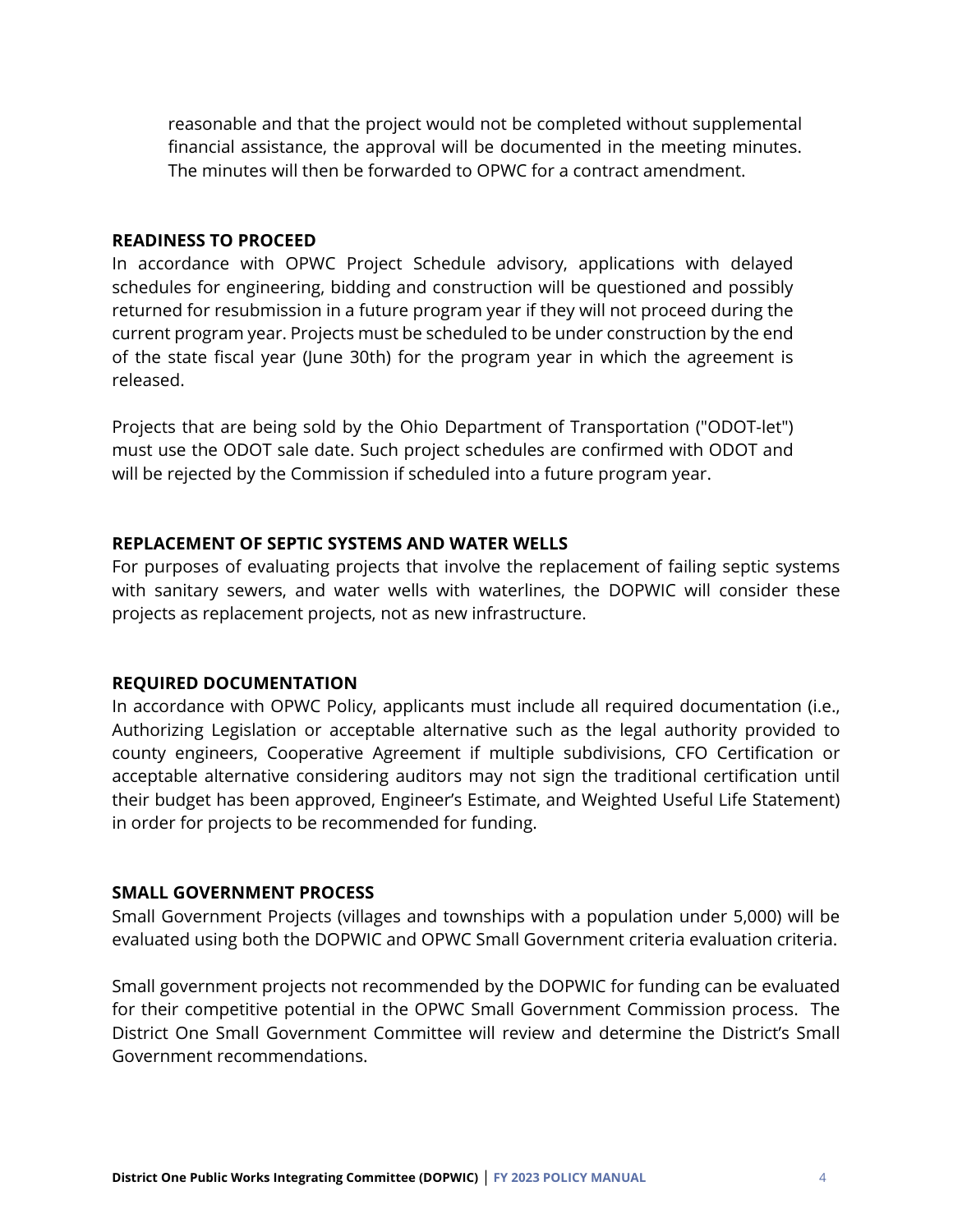reasonable and that the project would not be completed without supplemental financial assistance, the approval will be documented in the meeting minutes. The minutes will then be forwarded to OPWC for a contract amendment.

**READINESS TO PROCEED**

In accordance with OPWC Project Schedule advisory, applications with delayed schedules for engineering, bidding and construction will be questioned and possibly returned for resubmission in a future program year if they will not proceed during the current program year. Projects must be scheduled to be under construction by the end of the state fiscal year (June 30th) for the program year in which the agreement is released.

Projects that are being sold by the Ohio Department of Transportation ("ODOT-let") must use the ODOT sale date. Such project schedules are confirmed with ODOT and will be rejected by the Commission if scheduled into a future program year.

**REPLACEMENT OF SEPTIC SYSTEMS AND WATER WELLS**

For purposes of evaluating projects that involve the replacement of failing septic systems with sanitary sewers, and water wells with waterlines, the DOPWIC will consider these projects as replacement projects, not as new infrastructure.

**REQUIRED DOCUMENTATION**

In accordance with OPWC Policy, applicants must include all required documentation (i.e., Authorizing Legislation or acceptable alternative such as the legal authority provided to county engineers, Cooperative Agreement if multiple subdivisions, CFO Certification or acceptable alternative considering auditors may not sign the traditional certification until their budget has been approved, Engineer's Estimate, and Weighted Useful Life Statement) in order for projects to be recommended for funding.

**SMALL GOVERNMENT PROCESS**

Small Government Projects (villages and townships with a population under 5,000) will be evaluated using both the DOPWIC and OPWC Small Government criteria evaluation criteria.

Small government projects not recommended by the DOPWIC for funding can be evaluated for their competitive potential in the OPWC Small Government Commission process. The District One Small Government Committee will review and determine the District's Small Government recommendations.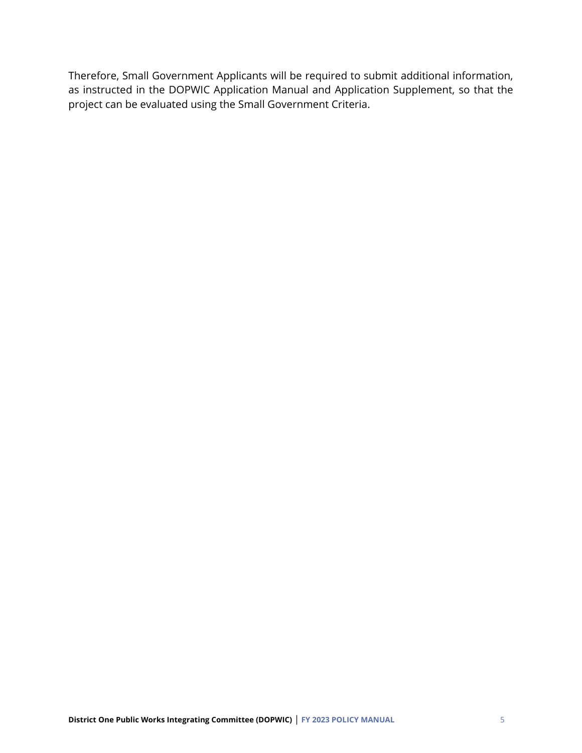Therefore, Small Government Applicants will be required to submit additional information, as instructed in the DOPWIC Application Manual and Application Supplement, so that the project can be evaluated using the Small Government Criteria.